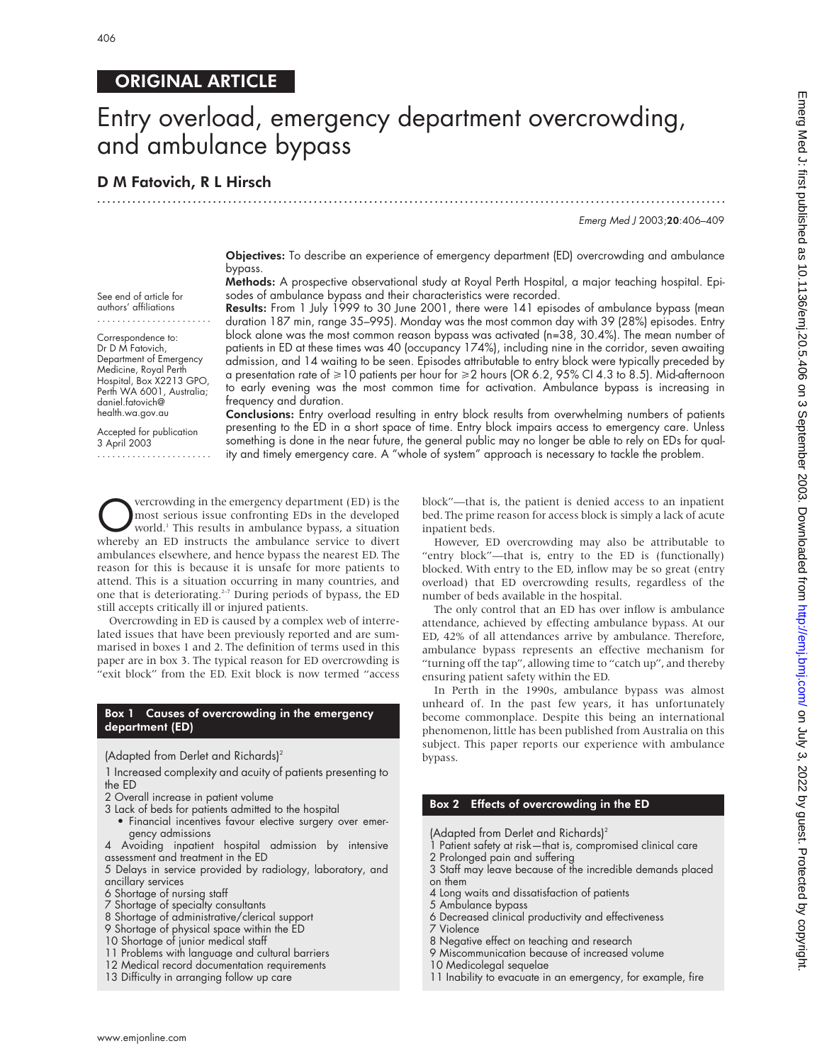## ORIGINAL ARTICLE

# Entry overload, emergency department overcrowding, and ambulance bypass

## D M Fatovich, R L Hirsch

See end of article for authors' affiliations

Correspondence to: Dr D M Fatovich, Department of Emergency Medicine, Royal Perth Hospital, Box X2213 GPO, Perth WA 6001, Australia; daniel.fatovich@health.wa.gov.au

Accepted for publication 3 April 2003

**Objectives:** To describe an experience of emergency department (ED) overcrowding and ambulance bypass.

**Methods:** A prospective observational study at Royal Perth Hospital, a major teaching hospital. Episodes of ambulance bypass and their characteristics were recorded.

**Results:** From 1 July 1999 to 30 June 2001, there were 141 episodes of ambulance bypass (mean duration 187 min, range 35–995). Monday was the most common day with 39 (28%) episodes. Entry block alone was the most common reason bypass was activated (n=38, 30.4%). The mean number of patients in ED at these times was 40 (occupancy 174%), including nine in the corridor, seven awaiting admission, and 14 waiting to be seen. Episodes attributable to entry block were typically preceded by a presentation rate of ≥10 patients per hour for ≥2 hours (OR 6.2, 95% CI 4.3 to 8.5). Mid-afternoon to early evening was the most common time for activation. Ambulance bypass is increasing in frequency and duration.

**Conclusions:** Entry overload resulting in entry block results from overwhelming numbers of patients presenting to the ED in a short space of time. Entry block impairs access to emergency care. Unless something is done in the near future, the general public may no longer be able to rely on EDs for quality and timely emergency care. A "whole of system" approach is necessary to tackle the problem.

Overcrowding in the emergency department (ED) is the most serious issue confronting EDs in the developed world.[1] This results in ambulance bypass, a situation whereby an ED instructs the ambulance service to divert ambulances elsewhere, and hence bypass the nearest ED. The reason for this is because it is unsafe for more patients to attend. This is a situation occurring in many countries, and one that is deteriorating.[2–7] During periods of bypass, the ED still accepts critically ill or injured patients.

Overcrowding in ED is caused by a complex web of interrelated issues that have been previously reported and are summarised in boxes 1 and 2. The definition of terms used in this paper are in box 3. The typical reason for ED overcrowding is "exit block" from the ED. Exit block is now termed "access block"—that is, the patient is denied access to an inpatient bed. The prime reason for access block is simply a lack of acute inpatient beds.

However, ED overcrowding may also be attributable to "entry block"—that is, entry to the ED is (functionally) blocked. With entry to the ED, inflow may be so great (entry overload) that ED overcrowding results, regardless of the number of beds available in the hospital.

The only control that an ED has over inflow is ambulance attendance, achieved by effecting ambulance bypass. At our ED, 42% of all attendances arrive by ambulance. Therefore, ambulance bypass represents an effective mechanism for "turning off the tap", allowing time to "catch up", and thereby ensuring patient safety within the ED.

In Perth in the 1990s, ambulance bypass was almost unheard of. In the past few years, it has unfortunately become commonplace. Despite this being an international phenomenon, little has been published from Australia on this subject. This paper reports our experience with ambulance bypass.

### Box 1 Causes of overcrowding in the emergency department (ED)

(Adapted from Derlet and Richards)[2]

1 Increased complexity and acuity of patients presenting to the ED
2 Overall increase in patient volume
3 Lack of beds for patients admitted to the hospital
- Financial incentives favour elective surgery over emergency admissions

4 Avoiding inpatient hospital admission by intensive assessment and treatment in the ED
5 Delays in service provided by radiology, laboratory, and ancillary services
6 Shortage of nursing staff
7 Shortage of specialty consultants
8 Shortage of administrative/clerical support
9 Shortage of physical space within the ED
10 Shortage of junior medical staff
11 Problems with language and cultural barriers
12 Medical record documentation requirements
13 Difficulty in arranging follow up care

### Box 2 Effects of overcrowding in the ED

(Adapted from Derlet and Richards)[2]

1 Patient safety at risk—that is, compromised clinical care
2 Prolonged pain and suffering
3 Staff may leave because of the incredible demands placed on them
4 Long waits and dissatisfaction of patients
5 Ambulance bypass
6 Decreased clinical productivity and effectiveness
7 Violence
8 Negative effect on teaching and research
9 Miscommunication because of increased volume
10 Medicolegal sequelae
11 Inability to evacuate in an emergency, for example, fire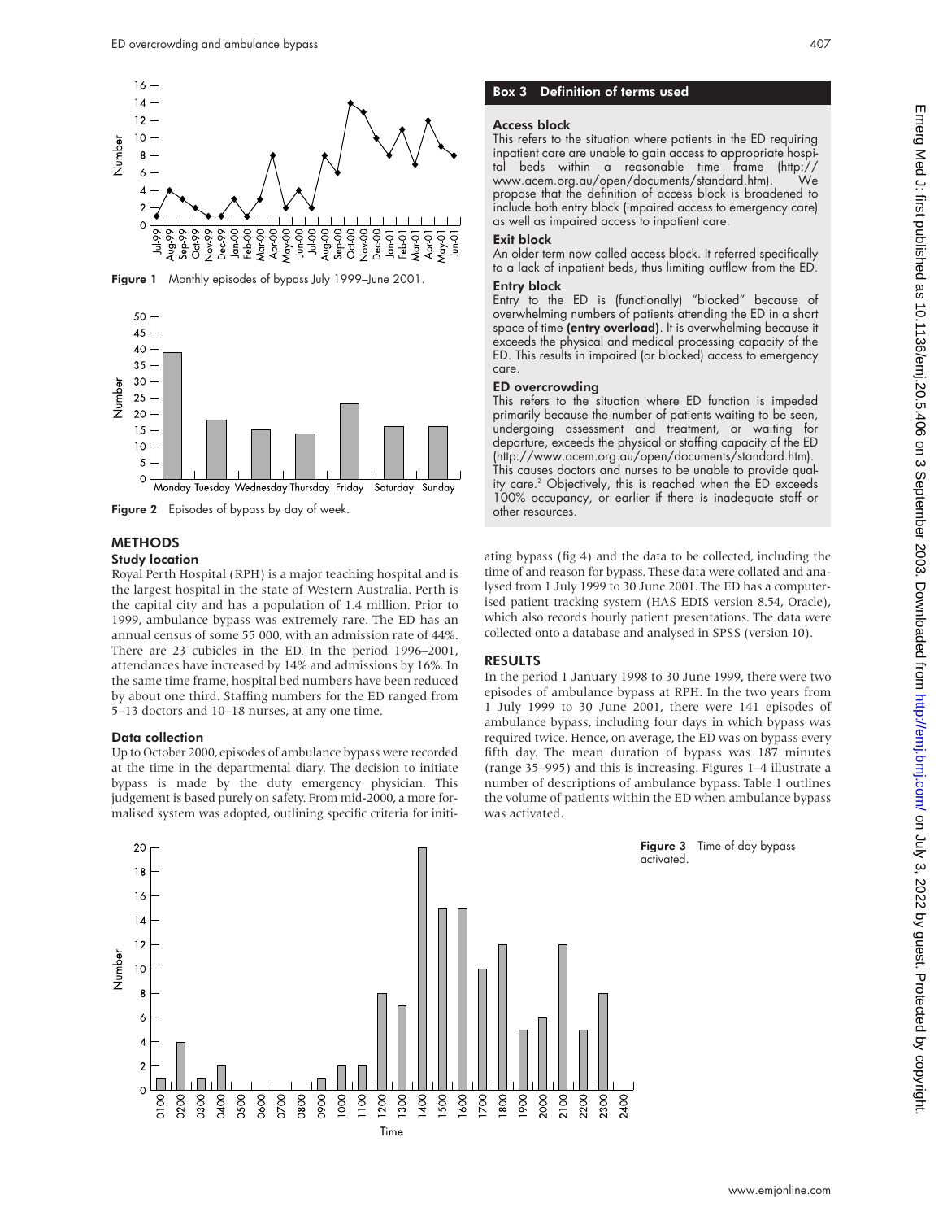Figure 1 Monthly episodes of bypass July 1999–June 2001.

Figure 2 Episodes of bypass by day of week.

## METHODS

### Study location

Royal Perth Hospital (RPH) is a major teaching hospital and is the largest hospital in the state of Western Australia. Perth is the capital city and has a population of 1.4 million. Prior to 1999, ambulance bypass was extremely rare. The ED has an annual census of some 55 000, with an admission rate of 44%. There are 23 cubicles in the ED. In the period 1996–2001, attendances have increased by 14% and admissions by 16%. In the same time frame, hospital bed numbers have been reduced by about one third. Staffing numbers for the ED ranged from 5–13 doctors and 10–18 nurses, at any one time.

### Data collection

Up to October 2000, episodes of ambulance bypass were recorded at the time in the departmental diary. The decision to initiate bypass is made by the duty emergency physician. This judgement is based purely on safety. From mid-2000, a more formalised system was adopted, outlining specific criteria for initiating bypass (fig 4) and the data to be collected, including the time of and reason for bypass. These data were collated and analysed from 1 July 1999 to 30 June 2001. The ED has a computerised patient tracking system (HAS EDIS version 8.54, Oracle), which also records hourly patient presentations. The data were collected onto a database and analysed in SPSS (version 10).

> **Box 3 Definition of terms used**
>
> **Access block**
> This refers to the situation where patients in the ED requiring inpatient care are unable to gain access to appropriate hospital beds within a reasonable time frame (http://www.acem.org.au/open/documents/standard.htm). We propose that the definition of access block is broadened to include both entry block (impaired access to emergency care) as well as impaired access to inpatient care.
>
> **Exit block**
> An older term now called access block. It referred specifically to a lack of inpatient beds, thus limiting outflow from the ED.
>
> **Entry block**
> Entry to the ED is (functionally) "blocked" because of overwhelming numbers of patients attending the ED in a short space of time **(entry overload)**. It is overwhelming because it exceeds the physical and medical processing capacity of the ED. This results in impaired (or blocked) access to emergency care.
>
> **ED overcrowding**
> This refers to the situation where ED function is impeded primarily because the number of patients waiting to be seen, undergoing assessment and treatment, or waiting for departure, exceeds the physical or staffing capacity of the ED (http://www.acem.org.au/open/documents/standard.htm). This causes doctors and nurses to be unable to provide quality care.[2] Objectively, this is reached when the ED exceeds 100% occupancy, or earlier if there is inadequate staff or other resources.

## RESULTS

In the period 1 January 1998 to 30 June 1999, there were two episodes of ambulance bypass at RPH. In the two years from 1 July 1999 to 30 June 2001, there were 141 episodes of ambulance bypass, including four days in which bypass was required twice. Hence, on average, the ED was on bypass every fifth day. The mean duration of bypass was 187 minutes (range 35–995) and this is increasing. Figures 1–4 illustrate a number of descriptions of ambulance bypass. Table 1 outlines the volume of patients within the ED when ambulance bypass was activated.

Figure 3 Time of day bypass activated.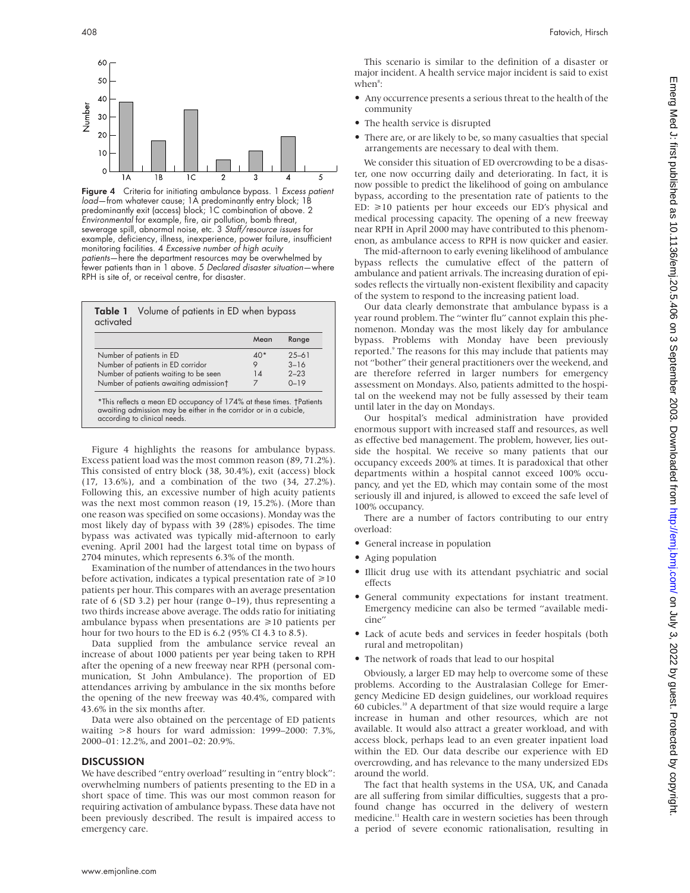Figure 4 Criteria for initiating ambulance bypass. 1 *Excess patient load*—from whatever cause; 1A predominantly entry block; 1B predominantly exit (access) block; 1C combination of above. 2 *Environmental* for example, fire, air pollution, bomb threat, sewerage spill, abnormal noise, etc. 3 *Staff/resource issues* for example, deficiency, illness, inexperience, power failure, insufficient monitoring facilities. 4 *Excessive number of high acuity patients*—here the department resources may be overwhelmed by fewer patients than in 1 above. 5 *Declared disaster situation*—where RPH is site of, or receival centre, for disaster.

**Table 1** Volume of patients in ED when bypass activated

| | Mean | Range |
|---|---|---|
| Number of patients in ED | 40* | 25–61 |
| Number of patients in ED corridor | 9 | 3–16 |
| Number of patients waiting to be seen | 14 | 2–23 |
| Number of patients awaiting admission† | 7 | 0–19 |

*This reflects a mean ED occupancy of 174% at these times. †Patients awaiting admission may be either in the corridor or in a cubicle, according to clinical needs.

Figure 4 highlights the reasons for ambulance bypass. Excess patient load was the most common reason (89, 71.2%). This consisted of entry block (38, 30.4%), exit (access) block (17, 13.6%), and a combination of the two (34, 27.2%). Following this, an excessive number of high acuity patients was the next most common reason (19, 15.2%). (More than one reason was specified on some occasions). Monday was the most likely day of bypass with 39 (28%) episodes. The time bypass was activated was typically mid-afternoon to early evening. April 2001 had the largest total time on bypass of 2704 minutes, which represents 6.3% of the month.

Examination of the number of attendances in the two hours before activation, indicates a typical presentation rate of ⩾10 patients per hour. This compares with an average presentation rate of 6 (SD 3.2) per hour (range 0–19), thus representing a two thirds increase above average. The odds ratio for initiating ambulance bypass when presentations are ⩾10 patients per hour for two hours to the ED is 6.2 (95% CI 4.3 to 8.5).

Data supplied from the ambulance service reveal an increase of about 1000 patients per year being taken to RPH after the opening of a new freeway near RPH (personal communication, St John Ambulance). The proportion of ED attendances arriving by ambulance in the six months before the opening of the new freeway was 40.4%, compared with 43.6% in the six months after.

Data were also obtained on the percentage of ED patients waiting >8 hours for ward admission: 1999–2000: 7.3%, 2000–01: 12.2%, and 2001–02: 20.9%.

## DISCUSSION

We have described "entry overload" resulting in "entry block": overwhelming numbers of patients presenting to the ED in a short space of time. This was our most common reason for requiring activation of ambulance bypass. These data have not been previously described. The result is impaired access to emergency care.

This scenario is similar to the definition of a disaster or major incident. A health service major incident is said to exist when[8]:

- Any occurrence presents a serious threat to the health of the community
- The health service is disrupted
- There are, or are likely to be, so many casualties that special arrangements are necessary to deal with them.

We consider this situation of ED overcrowding to be a disaster, one now occurring daily and deteriorating. In fact, it is now possible to predict the likelihood of going on ambulance bypass, according to the presentation rate of patients to the ED: ⩾10 patients per hour exceeds our ED's physical and medical processing capacity. The opening of a new freeway near RPH in April 2000 may have contributed to this phenomenon, as ambulance access to RPH is now quicker and easier.

The mid-afternoon to early evening likelihood of ambulance bypass reflects the cumulative effect of the pattern of ambulance and patient arrivals. The increasing duration of episodes reflects the virtually non-existent flexibility and capacity of the system to respond to the increasing patient load.

Our data clearly demonstrate that ambulance bypass is a year round problem. The "winter flu" cannot explain this phenomenon. Monday was the most likely day for ambulance bypass. Problems with Monday have been previously reported.[9] The reasons for this may include that patients may not "bother" their general practitioners over the weekend, and are therefore referred in larger numbers for emergency assessment on Mondays. Also, patients admitted to the hospital on the weekend may not be fully assessed by their team until later in the day on Mondays.

Our hospital's medical administration have provided enormous support with increased staff and resources, as well as effective bed management. The problem, however, lies outside the hospital. We receive so many patients that our occupancy exceeds 200% at times. It is paradoxical that other departments within a hospital cannot exceed 100% occupancy, and yet the ED, which may contain some of the most seriously ill and injured, is allowed to exceed the safe level of 100% occupancy.

There are a number of factors contributing to our entry overload:

- General increase in population
- Aging population
- Illicit drug use with its attendant psychiatric and social effects
- General community expectations for instant treatment. Emergency medicine can also be termed "available medicine"
- Lack of acute beds and services in feeder hospitals (both rural and metropolitan)
- The network of roads that lead to our hospital

Obviously, a larger ED may help to overcome some of these problems. According to the Australasian College for Emergency Medicine ED design guidelines, our workload requires 60 cubicles.[10] A department of that size would require a large increase in human and other resources, which are not available. It would also attract a greater workload, and with access block, perhaps lead to an even greater inpatient load within the ED. Our data describe our experience with ED overcrowding, and has relevance to the many undersized EDs around the world.

The fact that health systems in the USA, UK, and Canada are all suffering from similar difficulties, suggests that a profound change has occurred in the delivery of western medicine.[11] Health care in western societies has been through a period of severe economic rationalisation, resulting in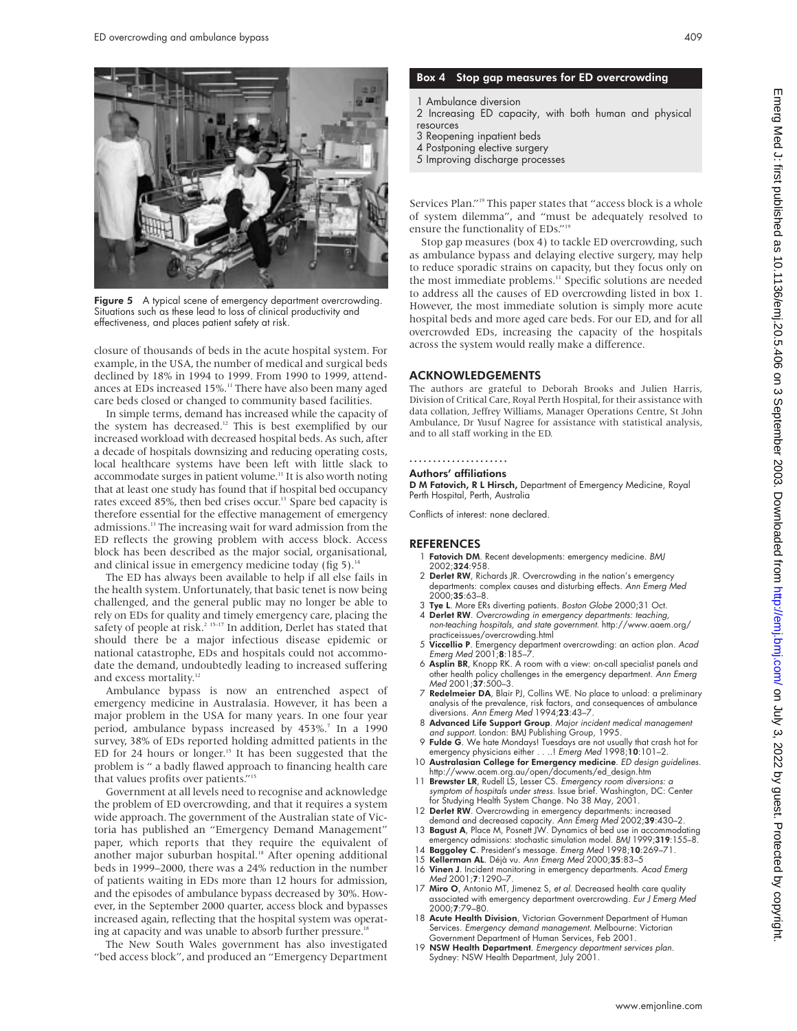Figure 5 A typical scene of emergency department overcrowding. Situations such as these lead to loss of clinical productivity and effectiveness, and places patient safety at risk.

closure of thousands of beds in the acute hospital system. For example, in the USA, the number of medical and surgical beds declined by 18% in 1994 to 1999. From 1990 to 1999, attendances at EDs increased 15%.[11] There have also been many aged care beds closed or changed to community based facilities.

In simple terms, demand has increased while the capacity of the system has decreased.[12] This is best exemplified by our increased workload with decreased hospital beds. As such, after a decade of hospitals downsizing and reducing operating costs, local healthcare systems have been left with little slack to accommodate surges in patient volume.[11] It is also worth noting that at least one study has found that if hospital bed occupancy rates exceed 85%, then bed crises occur.[13] Spare bed capacity is therefore essential for the effective management of emergency admissions.[13] The increasing wait for ward admission from the ED reflects the growing problem with access block. Access block has been described as the major social, organisational, and clinical issue in emergency medicine today (fig 5).[14]

The ED has always been available to help if all else fails in the health system. Unfortunately, that basic tenet is now being challenged, and the general public may no longer be able to rely on EDs for quality and timely emergency care, placing the safety of people at risk.[2 15–17] In addition, Derlet has stated that should there be a major infectious disease epidemic or national catastrophe, EDs and hospitals could not accommodate the demand, undoubtedly leading to increased suffering and excess mortality.[12]

Ambulance bypass is now an entrenched aspect of emergency medicine in Australasia. However, it has been a major problem in the USA for many years. In one four year period, ambulance bypass increased by 453%.[7] In a 1990 survey, 38% of EDs reported holding admitted patients in the ED for 24 hours or longer.[15] It has been suggested that the problem is " a badly flawed approach to financing health care that values profits over patients."[15]

Government at all levels need to recognise and acknowledge the problem of ED overcrowding, and that it requires a system wide approach. The government of the Australian state of Victoria has published an "Emergency Demand Management" paper, which reports that they require the equivalent of another major suburban hospital.[18] After opening additional beds in 1999–2000, there was a 24% reduction in the number of patients waiting in EDs more than 12 hours for admission, and the episodes of ambulance bypass decreased by 30%. However, in the September 2000 quarter, access block and bypasses increased again, reflecting that the hospital system was operating at capacity and was unable to absorb further pressure.[18]

The New South Wales government has also investigated "bed access block", and produced an "Emergency Department Services Plan."[19] This paper states that "access block is a whole of system dilemma", and "must be adequately resolved to ensure the functionality of EDs."[19]

**Box 4 Stop gap measures for ED overcrowding**

1 Ambulance diversion
2 Increasing ED capacity, with both human and physical resources
3 Reopening inpatient beds
4 Postponing elective surgery
5 Improving discharge processes

Stop gap measures (box 4) to tackle ED overcrowding, such as ambulance bypass and delaying elective surgery, may help to reduce sporadic strains on capacity, but they focus only on the most immediate problems.[11] Specific solutions are needed to address all the causes of ED overcrowding listed in box 1. However, the most immediate solution is simply more acute hospital beds and more aged care beds. For our ED, and for all overcrowded EDs, increasing the capacity of the hospitals across the system would really make a difference.

## ACKNOWLEDGEMENTS

The authors are grateful to Deborah Brooks and Julien Harris, Division of Critical Care, Royal Perth Hospital, for their assistance with data collation, Jeffrey Williams, Manager Operations Centre, St John Ambulance, Dr Yusuf Nagree for assistance with statistical analysis, and to all staff working in the ED.

### Authors' affiliations

**D M Fatovich, R L Hirsch,** Department of Emergency Medicine, Royal Perth Hospital, Perth, Australia

Conflicts of interest: none declared.

## REFERENCES

1 **Fatovich DM**. Recent developments: emergency medicine. *BMJ* 2002;**324**:958.
2 **Derlet RW**, Richards JR. Overcrowding in the nation's emergency departments: complex causes and disturbing effects. *Ann Emerg Med* 2000;**35**:63–8.
3 **Tye L**. More ERs diverting patients. *Boston Globe* 2000;31 Oct.
4 **Derlet RW**. *Overcrowding in emergency departments: teaching, non-teaching hospitals, and state government.* http://www.aaem.org/practiceissues/overcrowding.html
5 **Vicellio P**. Emergency department overcrowding: an action plan. *Acad Emerg Med* 2001;**8**:185–7.
6 **Asplin BR**, Knopp RK. A room with a view: on-call specialist panels and other health policy challenges in the emergency department. *Ann Emerg Med* 2001;**37**:500–3.
7 **Redelmeier DA**, Blair PJ, Collins WE. No place to unload: a preliminary analysis of the prevalence, risk factors, and consequences of ambulance diversions. *Ann Emerg Med* 1994;**23**:43–7.
8 **Advanced Life Support Group**. *Major incident medical management and support.* London: BMJ Publishing Group, 1995.
9 **Fulde G**. We hate Mondays! Tuesdays are not usually that crash hot for emergency physicians either . . ..! *Emerg Med* 1998;**10**:101–2.
10 **Australasian College for Emergency medicine**. *ED design guidelines.* http://www.acem.org.au/open/documents/ed_design.htm
11 **Brewster LR**, Rudell LS, Lesser CS. *Emergency room diversions: a symptom of hospitals under stress.* Issue brief. Washington, DC: Center for Studying Health System Change. No 38 May, 2001.
12 **Derlet RW**. Overcrowding in emergency departments: increased demand and decreased capacity. *Ann Emerg Med* 2002;**39**:430–2.
13 **Bagust A**, Place M, Posnett JW. Dynamics of bed use in accommodating emergency admissions: stochastic simulation model. *BMJ* 1999;**319**:155–8.
14 **Baggoley C**. President's message. *Emerg Med* 1998;**10**:269–71.
15 **Kellerman AL**. Déjà vu. *Ann Emerg Med* 2000;**35**:83–5
16 **Vinen J**. Incident monitoring in emergency departments. *Acad Emerg Med* 2001;**7**:1290–7.
17 **Miro O**, Antonio MT, Jimenez S, *et al*. Decreased health care quality associated with emergency department overcrowding. *Eur J Emerg Med* 2000;**7**:79–80.
18 **Acute Health Division**, Victorian Government Department of Human Services. *Emergency demand management.* Melbourne: Victorian Government Department of Human Services, Feb 2001.
19 **NSW Health Department**. *Emergency department services plan.* Sydney: NSW Health Department, July 2001.